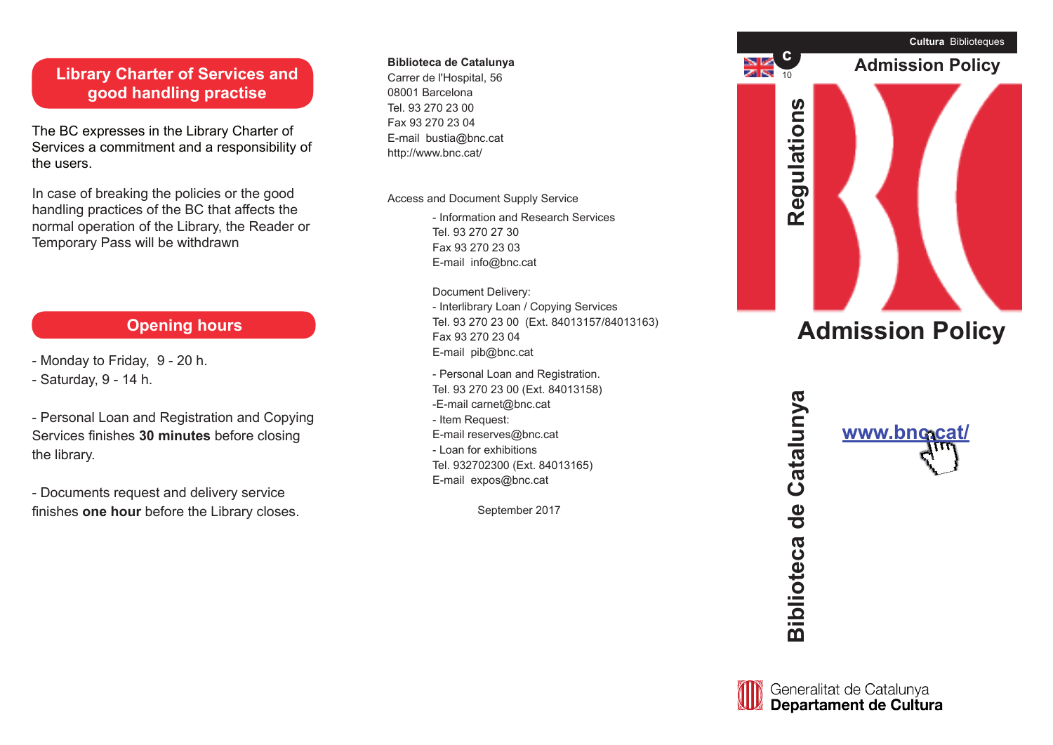## Library Charter of Services and good handling practise

The BC expresses in the Library Charter of Services a commitment and a responsibility of the users.

In case of breaking the policies or the good handling practices of the BC that affects the normal operation of the Library, the Reader or Temporary Pass will be withdrawn

## Opening hours

- Monday to Friday, 9 - 20 h.
- Saturday, 9 - 14 h.

- Personal Loan and Registration and Copying Services finishes **30 minutes** before closing the library.

- Documents request and delivery service finishes **one hour** before the Library closes.

**Biblioteca de Catalunya**
Carrer de l'Hospital, 56
08001 Barcelona
Tel. 93 270 23 00
Fax 93 270 23 04
E-mail bustia@bnc.cat
http://www.bnc.cat/

Access and Document Supply Service

- Information and Research Services
Tel. 93 270 27 30
Fax 93 270 23 03
E-mail info@bnc.cat

Document Delivery:
- Interlibrary Loan / Copying Services
Tel. 93 270 23 00 (Ext. 84013157/84013163)
Fax 93 270 23 04
E-mail pib@bnc.cat

- Personal Loan and Registration.
Tel. 93 270 23 00 (Ext. 84013158)
-E-mail carnet@bnc.cat
- Item Request:
E-mail reserves@bnc.cat
- Loan for exhibitions
Tel. 932702300 (Ext. 84013165)
E-mail expos@bnc.cat

September 2017

**Cultura** Biblioteques

C 10

## Admission Policy

**Regulations**

# Admission Policy

**Biblioteca de Catalunya**

www.bnc.cat/

Generalitat de Catalunya
**Departament de Cultura**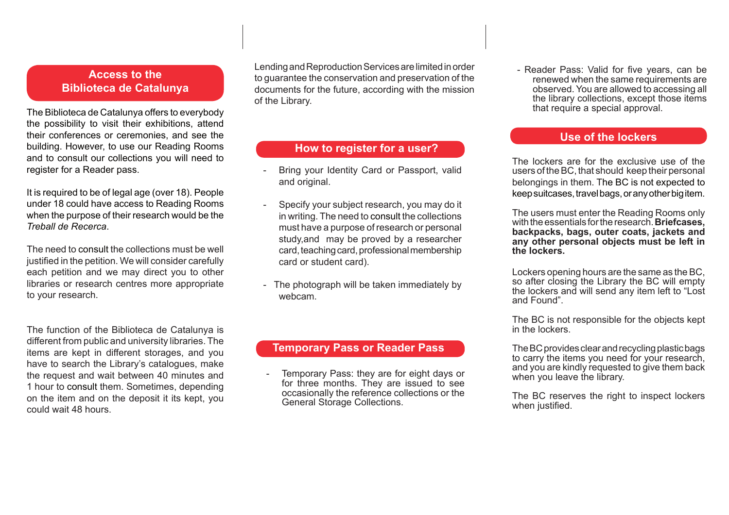## Access to the Biblioteca de Catalunya

The Biblioteca de Catalunya offers to everybody the possibility to visit their exhibitions, attend their conferences or ceremonies, and see the building. However, to use our Reading Rooms and to consult our collections you will need to register for a Reader pass.

It is required to be of legal age (over 18). People under 18 could have access to Reading Rooms when the purpose of their research would be the *Treball de Recerca*.

The need to consult the collections must be well justified in the petition. We will consider carefully each petition and we may direct you to other libraries or research centres more appropriate to your research.

The function of the Biblioteca de Catalunya is different from public and university libraries. The items are kept in different storages, and you have to search the Library's catalogues, make the request and wait between 40 minutes and 1 hour to consult them. Sometimes, depending on the item and on the deposit it its kept, you could wait 48 hours.

Lending and Reproduction Services are limited in order to guarantee the conservation and preservation of the documents for the future, according with the mission of the Library.

## How to register for a user?

- Bring your Identity Card or Passport, valid and original.
- Specify your subject research, you may do it in writing. The need to consult the collections must have a purpose of research or personal study,and may be proved by a researcher card, teaching card, professional membership card or student card).
- The photograph will be taken immediately by webcam.

## Temporary Pass or Reader Pass

- Temporary Pass: they are for eight days or for three months. They are issued to see occasionally the reference collections or the General Storage Collections.
- Reader Pass: Valid for five years, can be renewed when the same requirements are observed. You are allowed to accessing all the library collections, except those items that require a special approval.

## Use of the lockers

The lockers are for the exclusive use of the users of the BC, that should keep their personal belongings in them. The BC is not expected to keep suitcases, travel bags, or any other big item.

The users must enter the Reading Rooms only with the essentials for the research. **Briefcases, backpacks, bags, outer coats, jackets and any other personal objects must be left in the lockers.**

Lockers opening hours are the same as the BC, so after closing the Library the BC will empty the lockers and will send any item left to "Lost and Found".

The BC is not responsible for the objects kept in the lockers.

The BC provides clear and recycling plastic bags to carry the items you need for your research, and you are kindly requested to give them back when you leave the library.

The BC reserves the right to inspect lockers when justified.